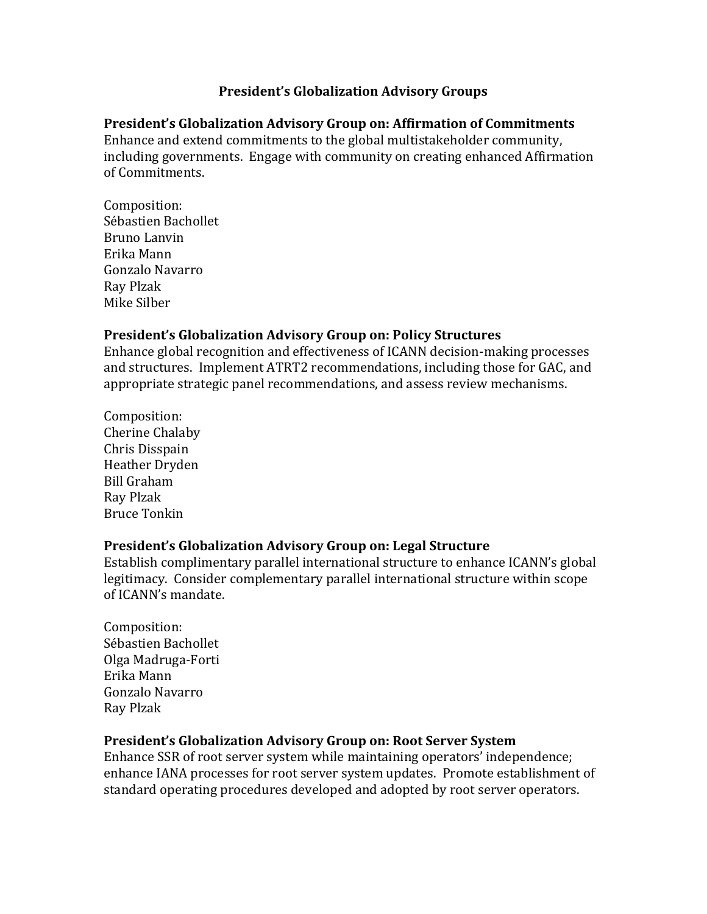# President's Globalization Advisory Groups

## President's Globalization Advisory Group on: Affirmation of Commitments

Enhance and extend commitments to the global multistakeholder community, including governments. Engage with community on creating enhanced Affirmation of Commitments.

Composition:
Sébastien Bachollet
Bruno Lanvin
Erika Mann
Gonzalo Navarro
Ray Plzak
Mike Silber

## President's Globalization Advisory Group on: Policy Structures

Enhance global recognition and effectiveness of ICANN decision-making processes and structures. Implement ATRT2 recommendations, including those for GAC, and appropriate strategic panel recommendations, and assess review mechanisms.

Composition:
Cherine Chalaby
Chris Disspain
Heather Dryden
Bill Graham
Ray Plzak
Bruce Tonkin

## President's Globalization Advisory Group on: Legal Structure

Establish complimentary parallel international structure to enhance ICANN's global legitimacy. Consider complementary parallel international structure within scope of ICANN's mandate.

Composition:
Sébastien Bachollet
Olga Madruga-Forti
Erika Mann
Gonzalo Navarro
Ray Plzak

## President's Globalization Advisory Group on: Root Server System

Enhance SSR of root server system while maintaining operators' independence; enhance IANA processes for root server system updates. Promote establishment of standard operating procedures developed and adopted by root server operators.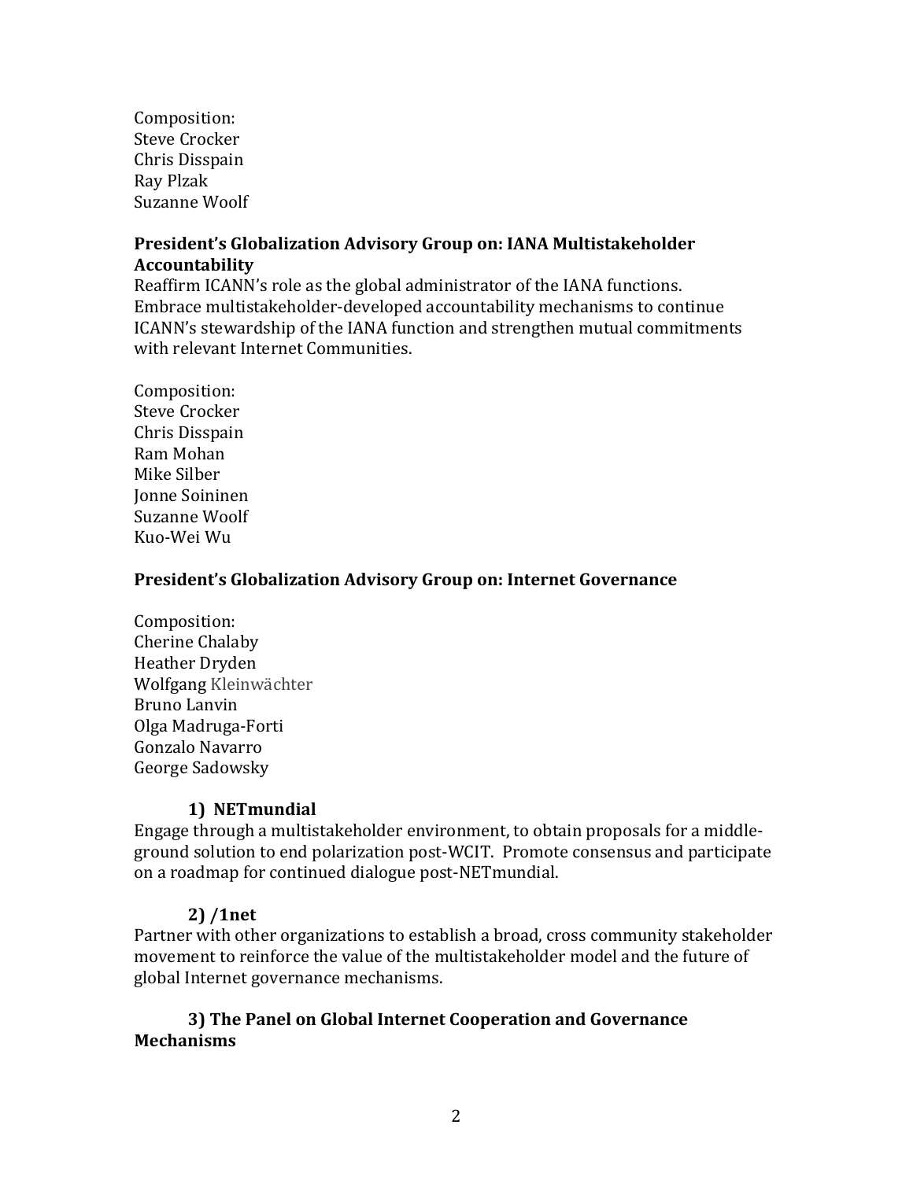Composition:
Steve Crocker
Chris Disspain
Ray Plzak
Suzanne Woolf

**President's Globalization Advisory Group on: IANA Multistakeholder Accountability**
Reaffirm ICANN's role as the global administrator of the IANA functions. Embrace multistakeholder-developed accountability mechanisms to continue ICANN's stewardship of the IANA function and strengthen mutual commitments with relevant Internet Communities.

Composition:
Steve Crocker
Chris Disspain
Ram Mohan
Mike Silber
Jonne Soininen
Suzanne Woolf
Kuo-Wei Wu

**President's Globalization Advisory Group on: Internet Governance**

Composition:
Cherine Chalaby
Heather Dryden
Wolfgang Kleinwächter
Bruno Lanvin
Olga Madruga-Forti
Gonzalo Navarro
George Sadowsky

**1) NETmundial**
Engage through a multistakeholder environment, to obtain proposals for a middle-ground solution to end polarization post-WCIT. Promote consensus and participate on a roadmap for continued dialogue post-NETmundial.

**2) /1net**
Partner with other organizations to establish a broad, cross community stakeholder movement to reinforce the value of the multistakeholder model and the future of global Internet governance mechanisms.

**3) The Panel on Global Internet Cooperation and Governance Mechanisms**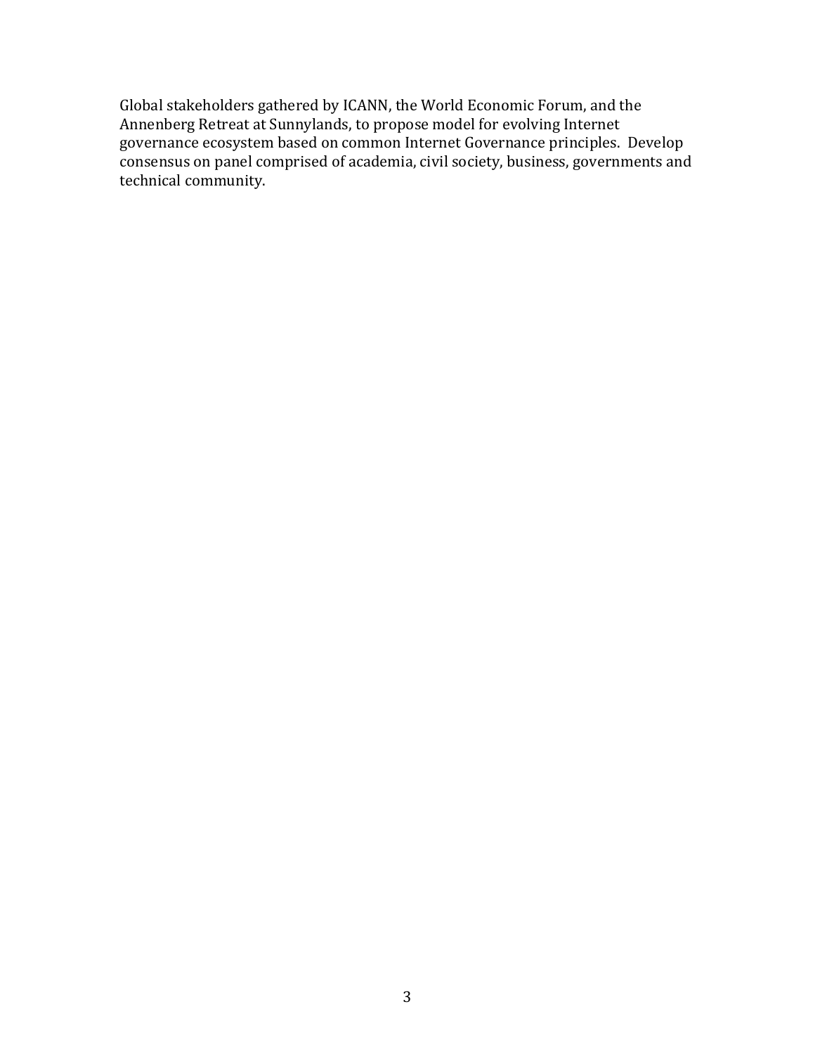Global stakeholders gathered by ICANN, the World Economic Forum, and the Annenberg Retreat at Sunnylands, to propose model for evolving Internet governance ecosystem based on common Internet Governance principles. Develop consensus on panel comprised of academia, civil society, business, governments and technical community.